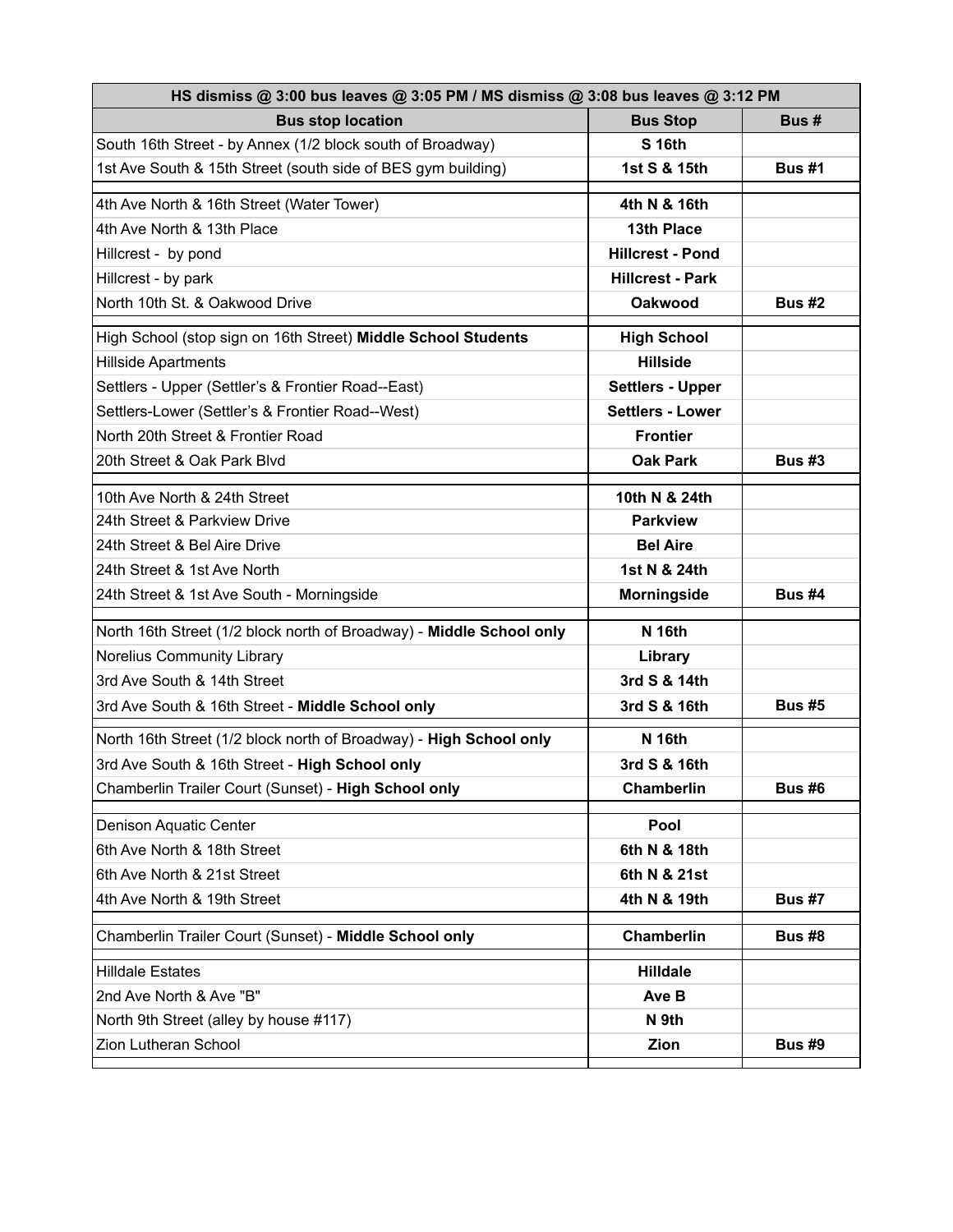| HS dismiss @ 3:00 bus leaves @ 3:05 PM / MS dismiss @ 3:08 bus leaves @ 3:12 PM | | |
|---|---|---|
| **Bus stop location** | **Bus Stop** | **Bus #** |
| South 16th Street - by Annex (1/2 block south of Broadway) | **S 16th** | |
| 1st Ave South & 15th Street (south side of BES gym building) | **1st S & 15th** | **Bus #1** |
| | | |
| 4th Ave North & 16th Street (Water Tower) | **4th N & 16th** | |
| 4th Ave North & 13th Place | **13th Place** | |
| Hillcrest - by pond | **Hillcrest - Pond** | |
| Hillcrest - by park | **Hillcrest - Park** | |
| North 10th St. & Oakwood Drive | **Oakwood** | **Bus #2** |
| | | |
| High School (stop sign on 16th Street) **Middle School Students** | **High School** | |
| Hillside Apartments | **Hillside** | |
| Settlers - Upper (Settler's & Frontier Road--East) | **Settlers - Upper** | |
| Settlers-Lower (Settler's & Frontier Road--West) | **Settlers - Lower** | |
| North 20th Street & Frontier Road | **Frontier** | |
| 20th Street & Oak Park Blvd | **Oak Park** | **Bus #3** |
| | | |
| 10th Ave North & 24th Street | **10th N & 24th** | |
| 24th Street & Parkview Drive | **Parkview** | |
| 24th Street & Bel Aire Drive | **Bel Aire** | |
| 24th Street & 1st Ave North | **1st N & 24th** | |
| 24th Street & 1st Ave South - Morningside | **Morningside** | **Bus #4** |
| | | |
| North 16th Street (1/2 block north of Broadway) - **Middle School only** | **N 16th** | |
| Norelius Community Library | **Library** | |
| 3rd Ave South & 14th Street | **3rd S & 14th** | |
| 3rd Ave South & 16th Street - **Middle School only** | **3rd S & 16th** | **Bus #5** |
| | | |
| North 16th Street (1/2 block north of Broadway) - **High School only** | **N 16th** | |
| 3rd Ave South & 16th Street - **High School only** | **3rd S & 16th** | |
| Chamberlin Trailer Court (Sunset) - **High School only** | **Chamberlin** | **Bus #6** |
| | | |
| Denison Aquatic Center | **Pool** | |
| 6th Ave North & 18th Street | **6th N & 18th** | |
| 6th Ave North & 21st Street | **6th N & 21st** | |
| 4th Ave North & 19th Street | **4th N & 19th** | **Bus #7** |
| | | |
| Chamberlin Trailer Court (Sunset) - **Middle School only** | **Chamberlin** | **Bus #8** |
| | | |
| Hilldale Estates | **Hilldale** | |
| 2nd Ave North & Ave "B" | **Ave B** | |
| North 9th Street (alley by house #117) | **N 9th** | |
| Zion Lutheran School | **Zion** | **Bus #9** |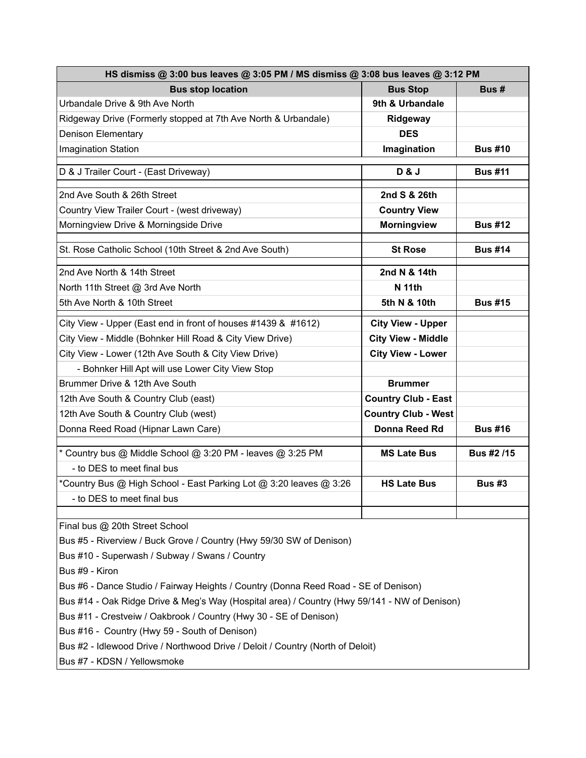| HS dismiss @ 3:00 bus leaves @ 3:05 PM / MS dismiss @ 3:08 bus leaves @ 3:12 PM | | |
|---|---|---|
| **Bus stop location** | **Bus Stop** | **Bus #** |
| Urbandale Drive & 9th Ave North | **9th & Urbandale** | |
| Ridgeway Drive (Formerly stopped at 7th Ave North & Urbandale) | **Ridgeway** | |
| Denison Elementary | **DES** | |
| Imagination Station | **Imagination** | **Bus #10** |
| | | |
| D & J Trailer Court - (East Driveway) | **D & J** | **Bus #11** |
| | | |
| 2nd Ave South & 26th Street | **2nd S & 26th** | |
| Country View Trailer Court - (west driveway) | **Country View** | |
| Morningview Drive & Morningside Drive | **Morningview** | **Bus #12** |
| | | |
| St. Rose Catholic School (10th Street & 2nd Ave South) | **St Rose** | **Bus #14** |
| | | |
| 2nd Ave North & 14th Street | **2nd N & 14th** | |
| North 11th Street @ 3rd Ave North | **N 11th** | |
| 5th Ave North & 10th Street | **5th N & 10th** | **Bus #15** |
| | | |
| City View - Upper (East end in front of houses #1439 & #1612) | **City View - Upper** | |
| City View - Middle (Bohnker Hill Road & City View Drive) | **City View - Middle** | |
| City View - Lower (12th Ave South & City View Drive) | **City View - Lower** | |
| - Bohnker Hill Apt will use Lower City View Stop | | |
| Brummer Drive & 12th Ave South | **Brummer** | |
| 12th Ave South & Country Club (east) | **Country Club - East** | |
| 12th Ave South & Country Club (west) | **Country Club - West** | |
| Donna Reed Road (Hipnar Lawn Care) | **Donna Reed Rd** | **Bus #16** |
| | | |
| * Country bus @ Middle School @ 3:20 PM - leaves @ 3:25 PM | **MS Late Bus** | **Bus #2 /15** |
| - to DES to meet final bus | | |
| *Country Bus @ High School - East Parking Lot @ 3:20 leaves @ 3:26 | **HS Late Bus** | **Bus #3** |
| - to DES to meet final bus | | |
| | | |

Final bus @ 20th Street School

Bus #5 - Riverview / Buck Grove / Country (Hwy 59/30 SW of Denison)

Bus #10 - Superwash / Subway / Swans / Country

Bus #9 - Kiron

Bus #6 - Dance Studio / Fairway Heights / Country (Donna Reed Road - SE of Denison)

Bus #14 - Oak Ridge Drive & Meg's Way (Hospital area) / Country (Hwy 59/141 - NW of Denison)

Bus #11 - Crestveiw / Oakbrook / Country (Hwy 30 - SE of Denison)

Bus #16 - Country (Hwy 59 - South of Denison)

Bus #2 - Idlewood Drive / Northwood Drive / Deloit / Country (North of Deloit)

Bus #7 - KDSN / Yellowsmoke